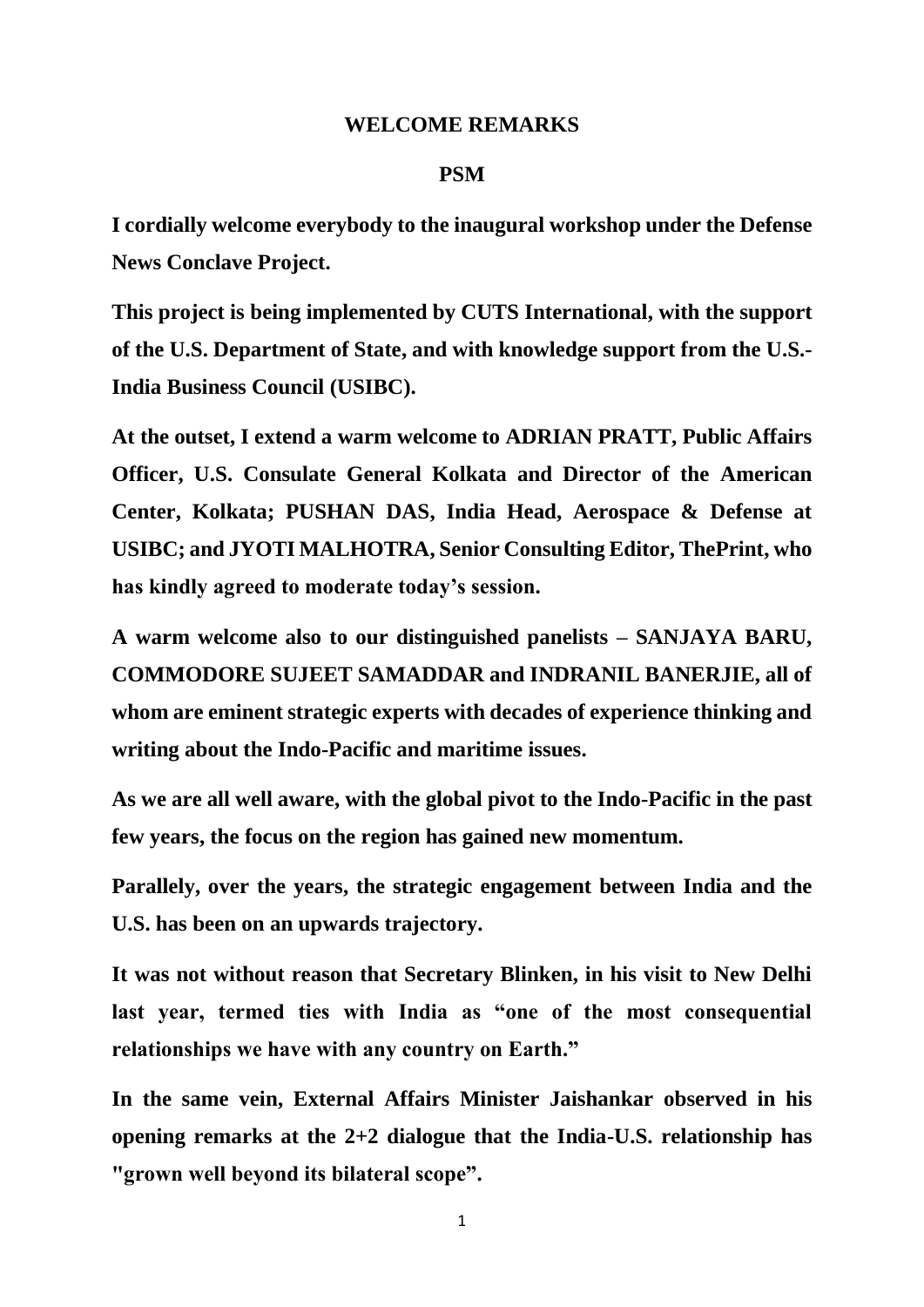# WELCOME REMARKS

## PSM

**I cordially welcome everybody to the inaugural workshop under the Defense News Conclave Project.**

**This project is being implemented by CUTS International, with the support of the U.S. Department of State, and with knowledge support from the U.S.-India Business Council (USIBC).**

**At the outset, I extend a warm welcome to ADRIAN PRATT, Public Affairs Officer, U.S. Consulate General Kolkata and Director of the American Center, Kolkata; PUSHAN DAS, India Head, Aerospace & Defense at USIBC; and JYOTI MALHOTRA, Senior Consulting Editor, ThePrint, who has kindly agreed to moderate today's session.**

**A warm welcome also to our distinguished panelists – SANJAYA BARU, COMMODORE SUJEET SAMADDAR and INDRANIL BANERJIE, all of whom are eminent strategic experts with decades of experience thinking and writing about the Indo-Pacific and maritime issues.**

**As we are all well aware, with the global pivot to the Indo-Pacific in the past few years, the focus on the region has gained new momentum.**

**Parallely, over the years, the strategic engagement between India and the U.S. has been on an upwards trajectory.**

**It was not without reason that Secretary Blinken, in his visit to New Delhi last year, termed ties with India as "one of the most consequential relationships we have with any country on Earth."**

**In the same vein, External Affairs Minister Jaishankar observed in his opening remarks at the 2+2 dialogue that the India-U.S. relationship has "grown well beyond its bilateral scope".**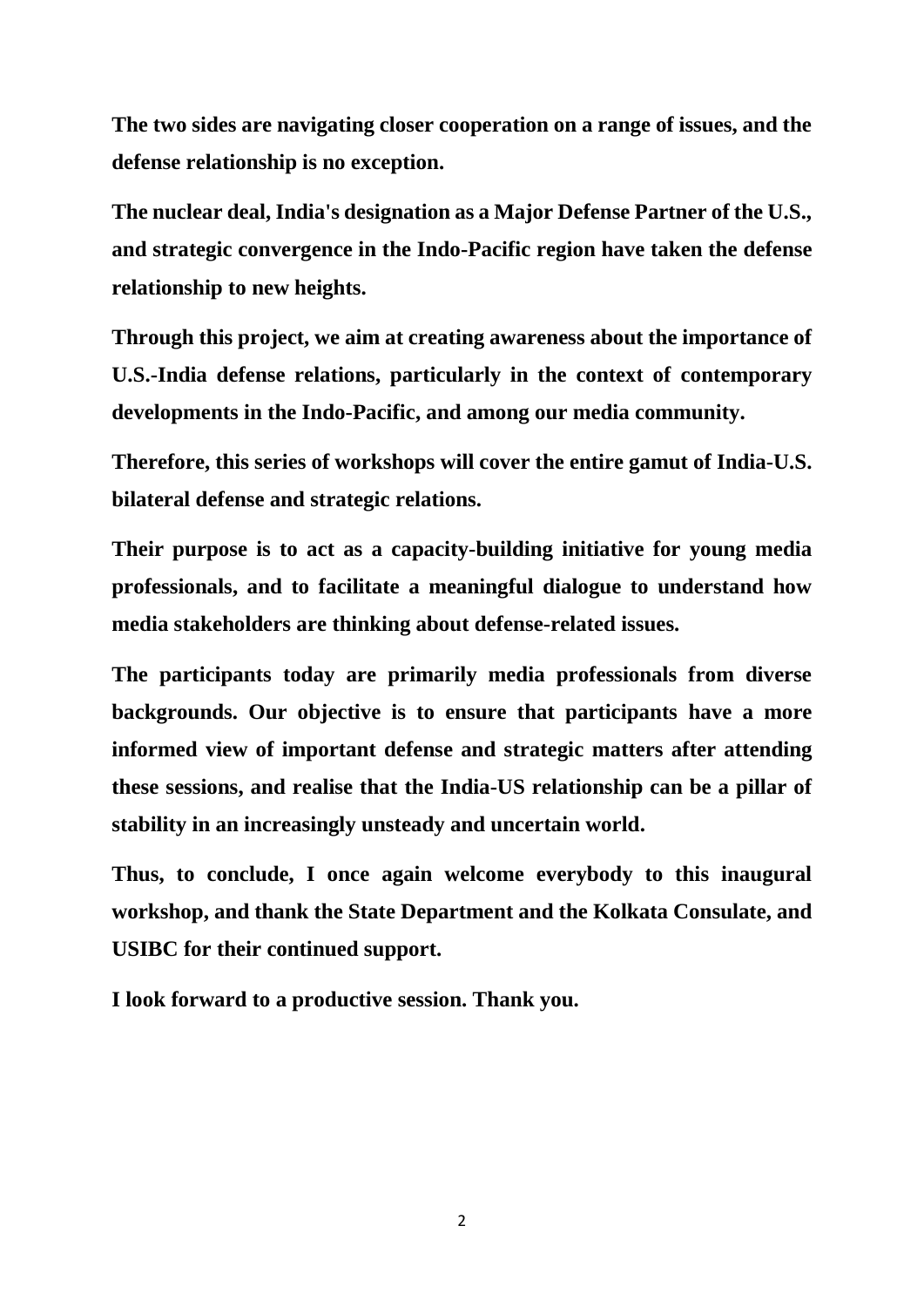**The two sides are navigating closer cooperation on a range of issues, and the defense relationship is no exception.**

**The nuclear deal, India's designation as a Major Defense Partner of the U.S., and strategic convergence in the Indo-Pacific region have taken the defense relationship to new heights.**

**Through this project, we aim at creating awareness about the importance of U.S.-India defense relations, particularly in the context of contemporary developments in the Indo-Pacific, and among our media community.**

**Therefore, this series of workshops will cover the entire gamut of India-U.S. bilateral defense and strategic relations.**

**Their purpose is to act as a capacity-building initiative for young media professionals, and to facilitate a meaningful dialogue to understand how media stakeholders are thinking about defense-related issues.**

**The participants today are primarily media professionals from diverse backgrounds. Our objective is to ensure that participants have a more informed view of important defense and strategic matters after attending these sessions, and realise that the India-US relationship can be a pillar of stability in an increasingly unsteady and uncertain world.**

**Thus, to conclude, I once again welcome everybody to this inaugural workshop, and thank the State Department and the Kolkata Consulate, and USIBC for their continued support.**

**I look forward to a productive session. Thank you.**